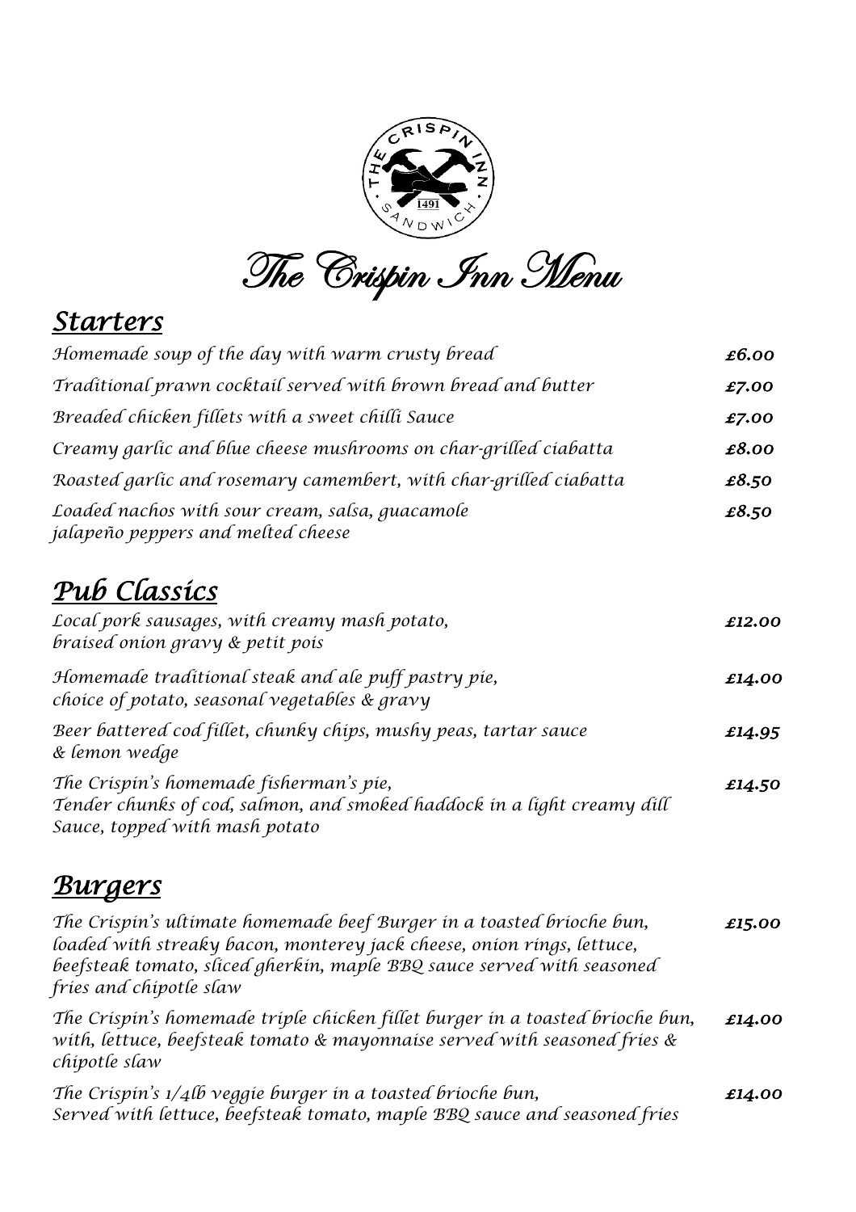# The Crispin Inn Menu

## Starters

| | |
|---|---|
| Homemade soup of the day with warm crusty bread | £6.00 |
| Traditional prawn cocktail served with brown bread and butter | £7.00 |
| Breaded chicken fillets with a sweet chilli Sauce | £7.00 |
| Creamy garlic and blue cheese mushrooms on char-grilled ciabatta | £8.00 |
| Roasted garlic and rosemary camembert, with char-grilled ciabatta | £8.50 |
| Loaded nachos with sour cream, salsa, guacamole jalapeño peppers and melted cheese | £8.50 |

## Pub Classics

| | |
|---|---|
| Local pork sausages, with creamy mash potato, braised onion gravy & petit pois | £12.00 |
| Homemade traditional steak and ale puff pastry pie, choice of potato, seasonal vegetables & gravy | £14.00 |
| Beer battered cod fillet, chunky chips, mushy peas, tartar sauce & lemon wedge | £14.95 |
| The Crispin's homemade fisherman's pie, Tender chunks of cod, salmon, and smoked haddock in a light creamy dill Sauce, topped with mash potato | £14.50 |

## Burgers

| | |
|---|---|
| The Crispin's ultimate homemade beef Burger in a toasted brioche bun, loaded with streaky bacon, monterey jack cheese, onion rings, lettuce, beefsteak tomato, sliced gherkin, maple BBQ sauce served with seasoned fries and chipotle slaw | £15.00 |
| The Crispin's homemade triple chicken fillet burger in a toasted brioche bun, with, lettuce, beefsteak tomato & mayonnaise served with seasoned fries & chipotle slaw | £14.00 |
| The Crispin's 1/4lb veggie burger in a toasted brioche bun, Served with lettuce, beefsteak tomato, maple BBQ sauce and seasoned fries | £14.00 |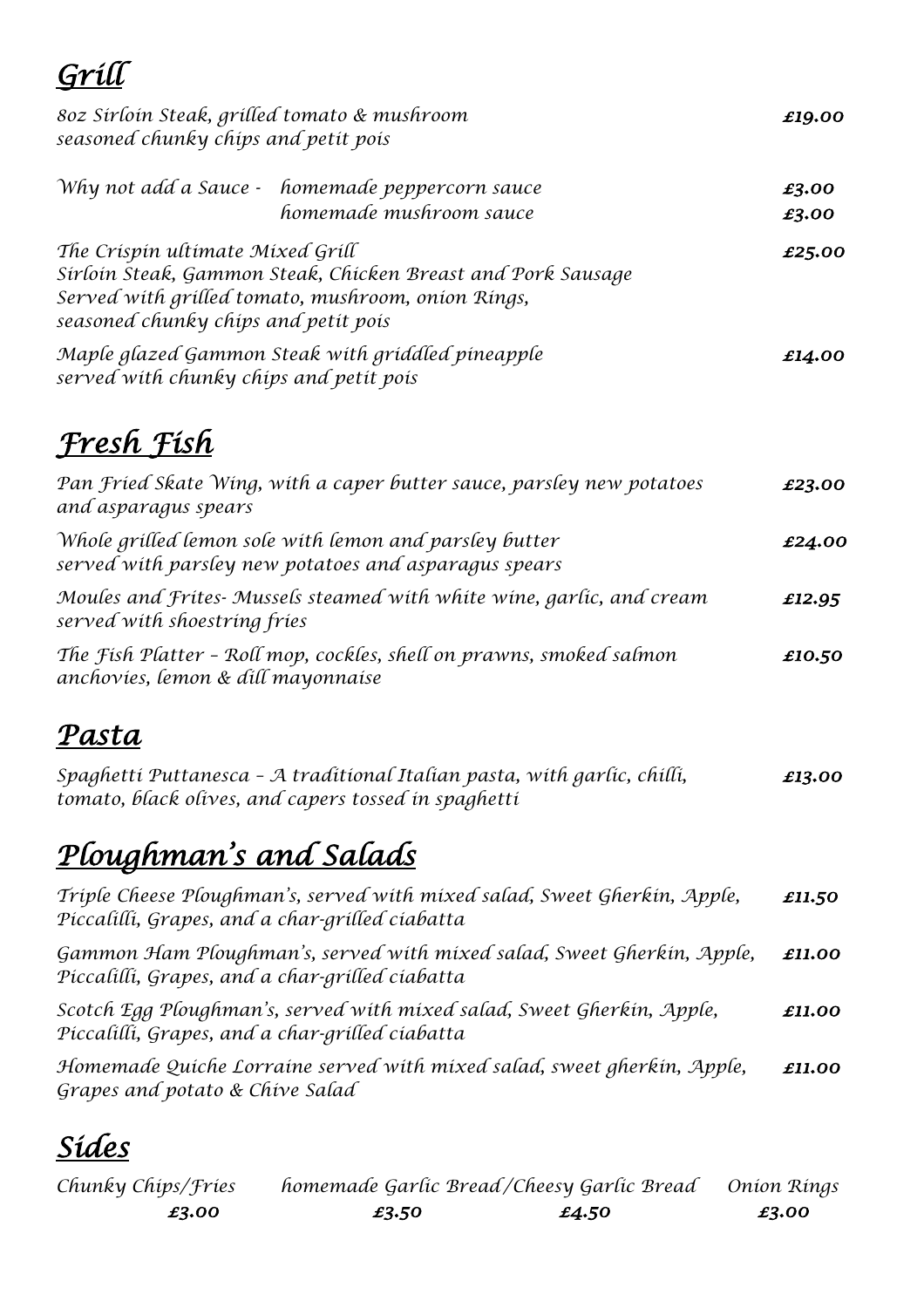## Grill

8oz Sirloin Steak, grilled tomato & mushroom seasoned chunky chips and petit pois — **£19.00**

Why not add a Sauce -
- homemade peppercorn sauce — **£3.00**
- homemade mushroom sauce — **£3.00**

The Crispin ultimate Mixed Grill
Sirloin Steak, Gammon Steak, Chicken Breast and Pork Sausage
Served with grilled tomato, mushroom, onion Rings,
seasoned chunky chips and petit pois — **£25.00**

Maple glazed Gammon Steak with griddled pineapple served with chunky chips and petit pois — **£14.00**

## Fresh Fish

Pan Fried Skate Wing, with a caper butter sauce, parsley new potatoes and asparagus spears — **£23.00**

Whole grilled lemon sole with lemon and parsley butter served with parsley new potatoes and asparagus spears — **£24.00**

Moules and Frites- Mussels steamed with white wine, garlic, and cream served with shoestring fries — **£12.95**

The Fish Platter – Roll mop, cockles, shell on prawns, smoked salmon anchovies, lemon & dill mayonnaise — **£10.50**

## Pasta

Spaghetti Puttanesca – A traditional Italian pasta, with garlic, chilli, tomato, black olives, and capers tossed in spaghetti — **£13.00**

## Ploughman's and Salads

Triple Cheese Ploughman's, served with mixed salad, Sweet Gherkin, Apple, Piccalilli, Grapes, and a char-grilled ciabatta — **£11.50**

Gammon Ham Ploughman's, served with mixed salad, Sweet Gherkin, Apple, Piccalilli, Grapes, and a char-grilled ciabatta — **£11.00**

Scotch Egg Ploughman's, served with mixed salad, Sweet Gherkin, Apple, Piccalilli, Grapes, and a char-grilled ciabatta — **£11.00**

Homemade Quiche Lorraine served with mixed salad, sweet gherkin, Apple, Grapes and potato & Chive Salad — **£11.00**

## Sides

| Chunky Chips/Fries | homemade Garlic Bread | /Cheesy Garlic Bread | Onion Rings |
|---|---|---|---|
| **£3.00** | **£3.50** | **£4.50** | **£3.00** |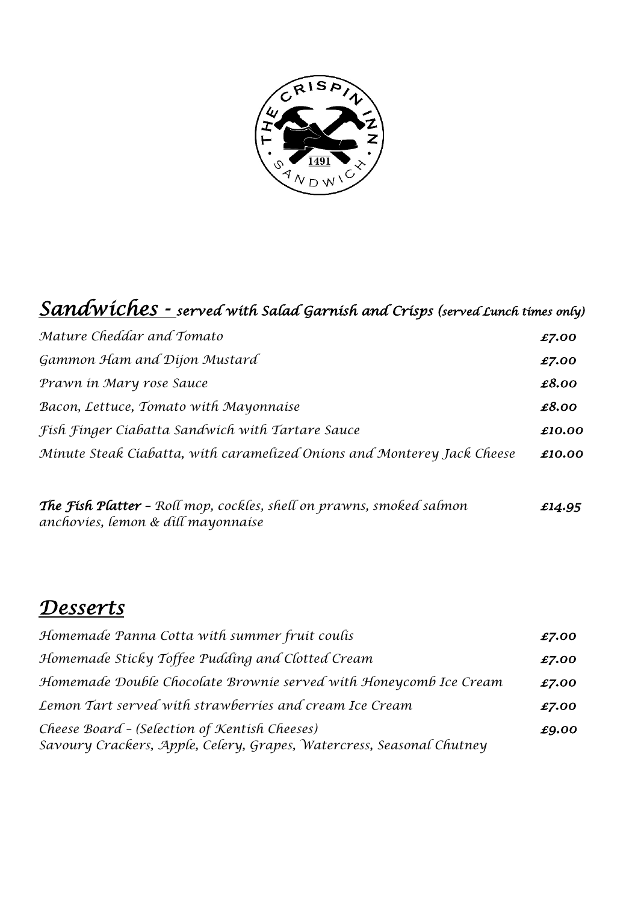## *Sandwiches - served with Salad Garnish and Crisps (served Lunch times only)*

| | |
|---|---|
| *Mature Cheddar and Tomato* | ***£7.00*** |
| *Gammon Ham and Dijon Mustard* | ***£7.00*** |
| *Prawn in Mary rose Sauce* | ***£8.00*** |
| *Bacon, Lettuce, Tomato with Mayonnaise* | ***£8.00*** |
| *Fish Finger Ciabatta Sandwich with Tartare Sauce* | ***£10.00*** |
| *Minute Steak Ciabatta, with caramelized Onions and Monterey Jack Cheese* | ***£10.00*** |

***The Fish Platter*** *– Roll mop, cockles, shell on prawns, smoked salmon anchovies, lemon & dill mayonnaise* ***£14.95***

## *Desserts*

| | |
|---|---|
| *Homemade Panna Cotta with summer fruit coulis* | ***£7.00*** |
| *Homemade Sticky Toffee Pudding and Clotted Cream* | ***£7.00*** |
| *Homemade Double Chocolate Brownie served with Honeycomb Ice Cream* | ***£7.00*** |
| *Lemon Tart served with strawberries and cream Ice Cream* | ***£7.00*** |
| *Cheese Board – (Selection of Kentish Cheeses) Savoury Crackers, Apple, Celery, Grapes, Watercress, Seasonal Chutney* | ***£9.00*** |